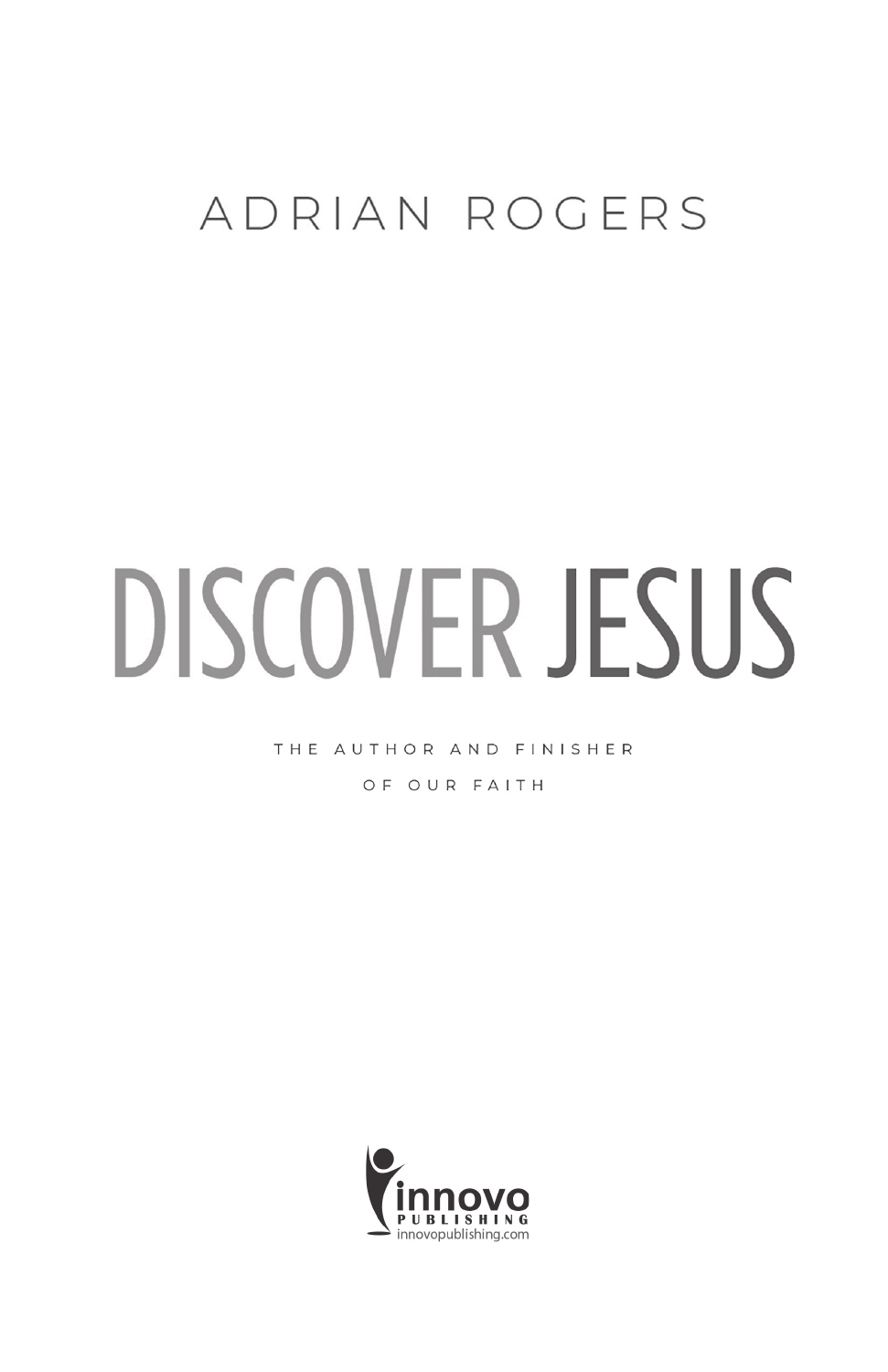ADRIAN ROGERS

# DISCOVER JESUS

THE AUTHOR AND FINISHER OF OUR FAITH

innovo PUBLISHING
innovopublishing.com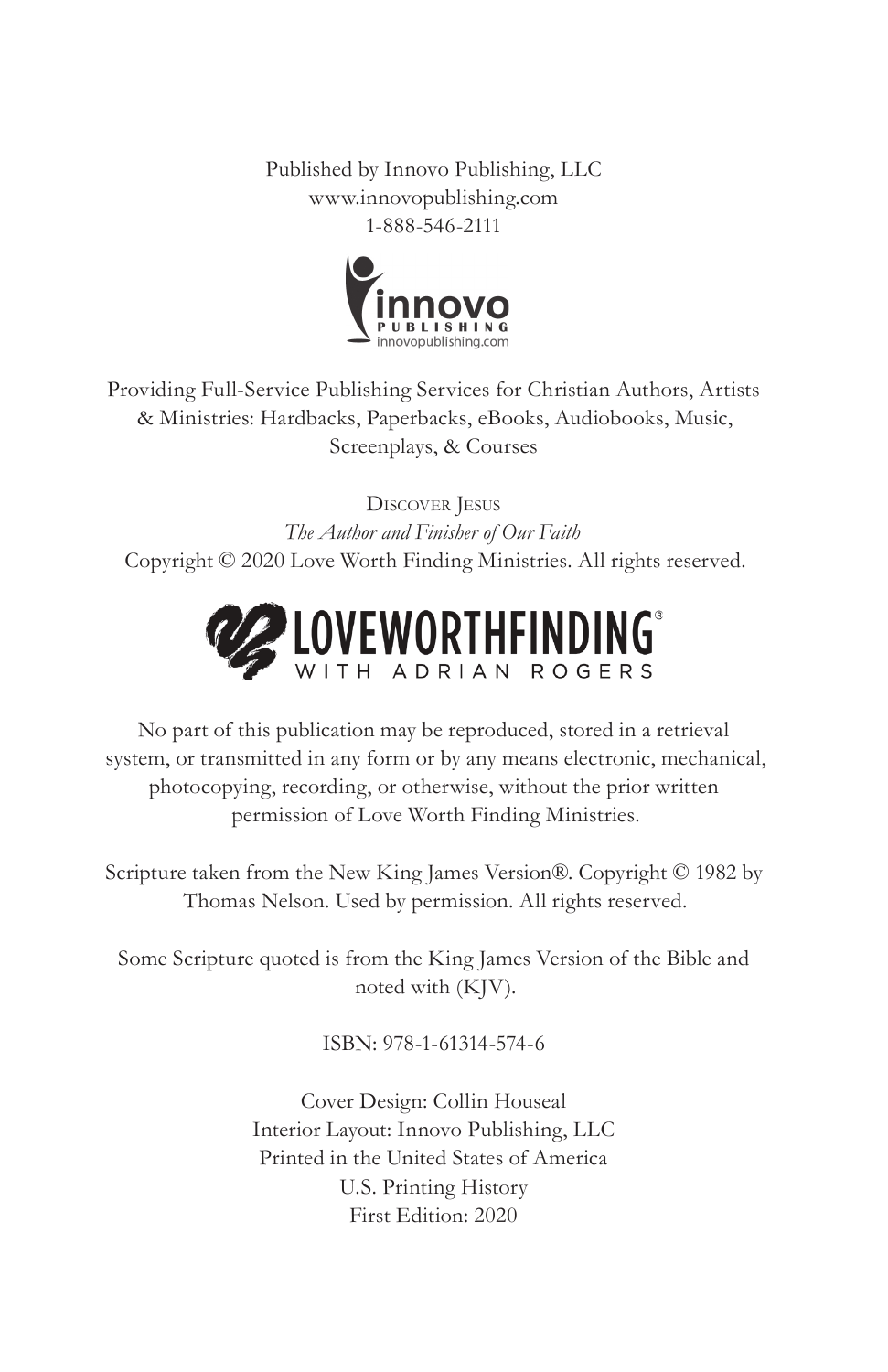Published by Innovo Publishing, LLC
www.innovopublishing.com
1-888-546-2111

innovo
PUBLISHING
innovopublishing.com

Providing Full-Service Publishing Services for Christian Authors, Artists & Ministries: Hardbacks, Paperbacks, eBooks, Audiobooks, Music, Screenplays, & Courses

Discover Jesus
*The Author and Finisher of Our Faith*
Copyright © 2020 Love Worth Finding Ministries. All rights reserved.

LOVEWORTHFINDING®
WITH ADRIAN ROGERS

No part of this publication may be reproduced, stored in a retrieval system, or transmitted in any form or by any means electronic, mechanical, photocopying, recording, or otherwise, without the prior written permission of Love Worth Finding Ministries.

Scripture taken from the New King James Version®. Copyright © 1982 by Thomas Nelson. Used by permission. All rights reserved.

Some Scripture quoted is from the King James Version of the Bible and noted with (KJV).

ISBN: 978-1-61314-574-6

Cover Design: Collin Houseal
Interior Layout: Innovo Publishing, LLC
Printed in the United States of America
U.S. Printing History
First Edition: 2020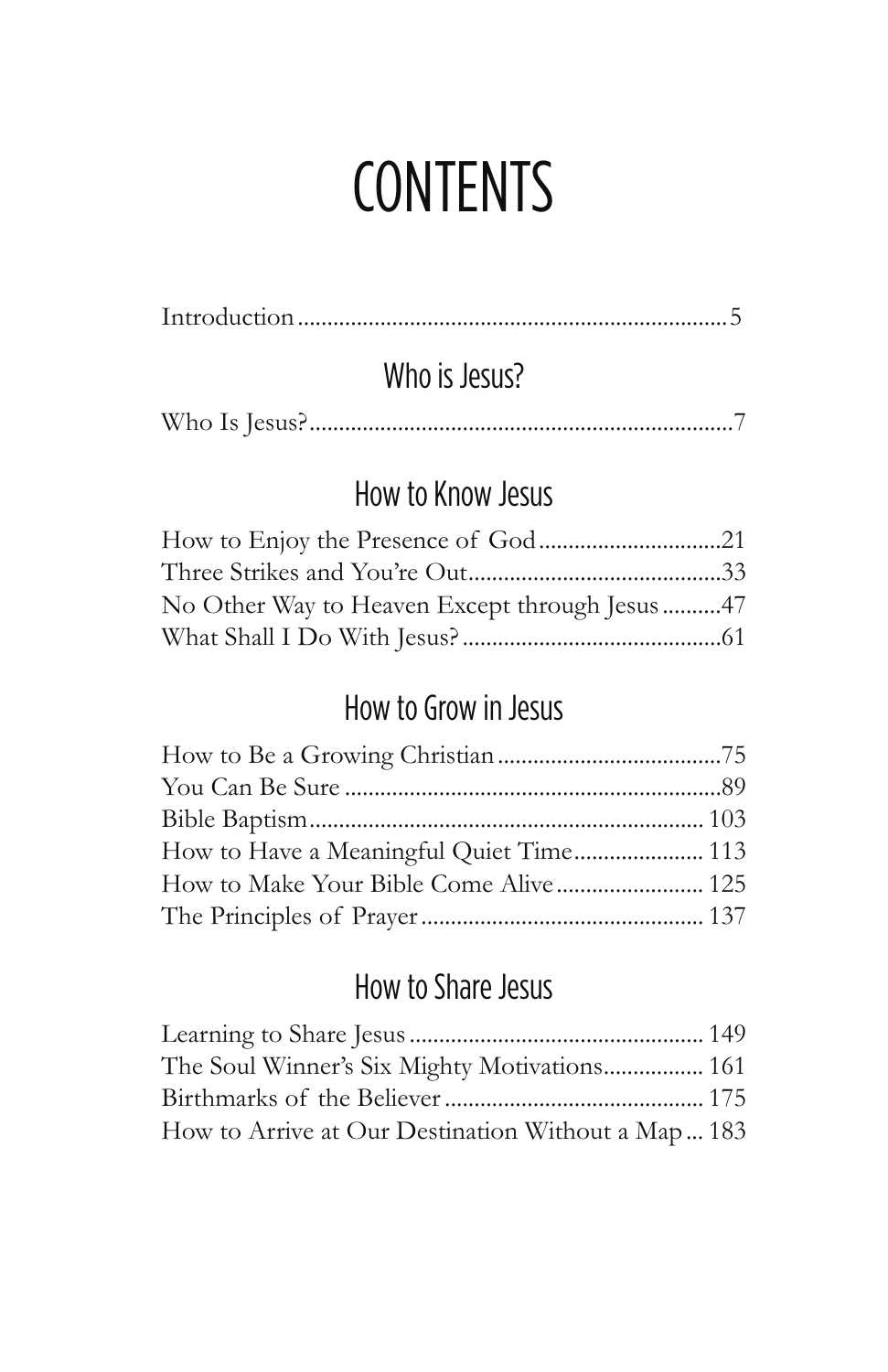# CONTENTS

Introduction .......... 5

## Who is Jesus?

Who Is Jesus? .......... 7

## How to Know Jesus

How to Enjoy the Presence of God .......... 21

Three Strikes and You're Out .......... 33

No Other Way to Heaven Except through Jesus .......... 47

What Shall I Do With Jesus? .......... 61

## How to Grow in Jesus

How to Be a Growing Christian .......... 75

You Can Be Sure .......... 89

Bible Baptism .......... 103

How to Have a Meaningful Quiet Time .......... 113

How to Make Your Bible Come Alive .......... 125

The Principles of Prayer .......... 137

## How to Share Jesus

Learning to Share Jesus .......... 149

The Soul Winner's Six Mighty Motivations .......... 161

Birthmarks of the Believer .......... 175

How to Arrive at Our Destination Without a Map ... 183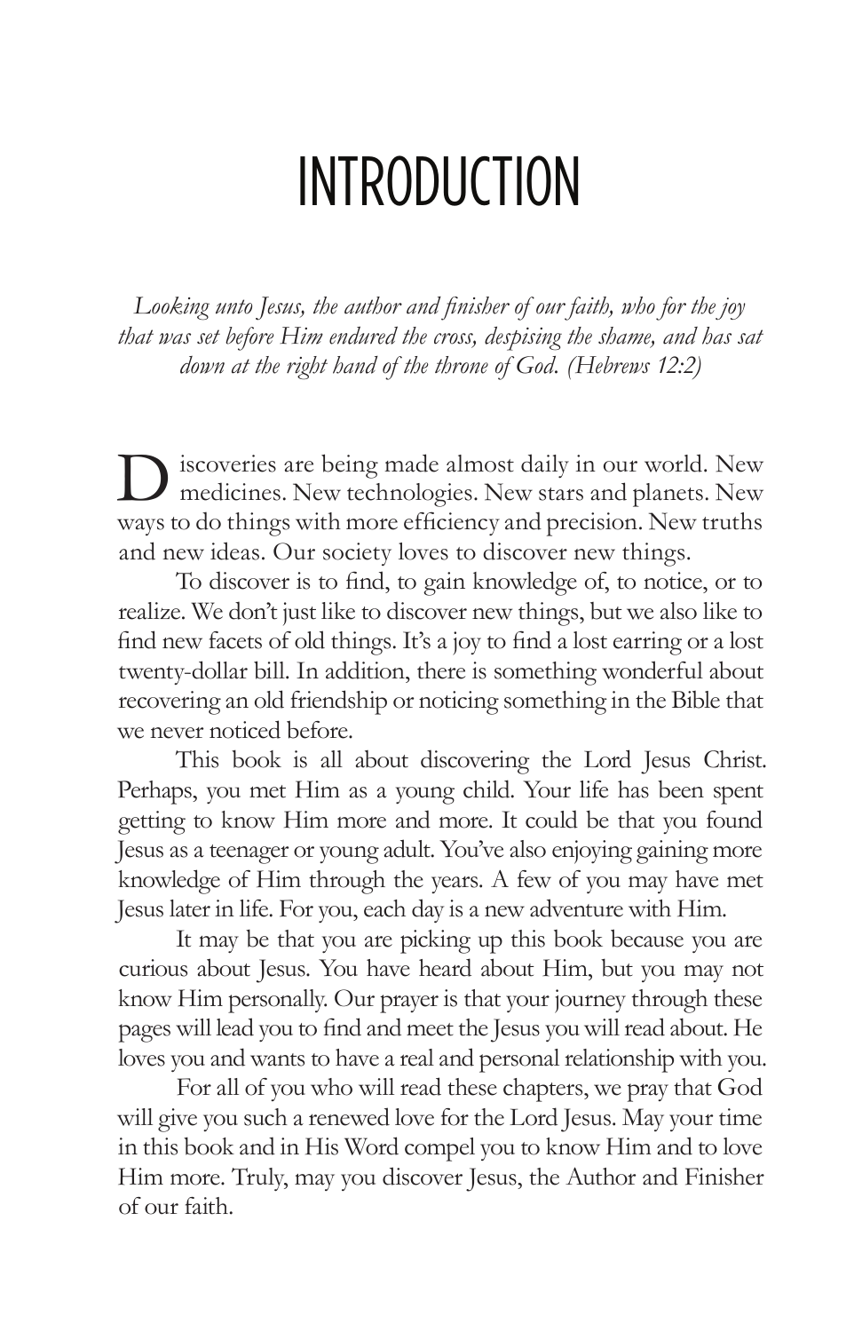# INTRODUCTION

*Looking unto Jesus, the author and finisher of our faith, who for the joy that was set before Him endured the cross, despising the shame, and has sat down at the right hand of the throne of God. (Hebrews 12:2)*

Discoveries are being made almost daily in our world. New medicines. New technologies. New stars and planets. New ways to do things with more efficiency and precision. New truths and new ideas. Our society loves to discover new things.

To discover is to find, to gain knowledge of, to notice, or to realize. We don't just like to discover new things, but we also like to find new facets of old things. It's a joy to find a lost earring or a lost twenty-dollar bill. In addition, there is something wonderful about recovering an old friendship or noticing something in the Bible that we never noticed before.

This book is all about discovering the Lord Jesus Christ. Perhaps, you met Him as a young child. Your life has been spent getting to know Him more and more. It could be that you found Jesus as a teenager or young adult. You've also enjoying gaining more knowledge of Him through the years. A few of you may have met Jesus later in life. For you, each day is a new adventure with Him.

It may be that you are picking up this book because you are curious about Jesus. You have heard about Him, but you may not know Him personally. Our prayer is that your journey through these pages will lead you to find and meet the Jesus you will read about. He loves you and wants to have a real and personal relationship with you.

For all of you who will read these chapters, we pray that God will give you such a renewed love for the Lord Jesus. May your time in this book and in His Word compel you to know Him and to love Him more. Truly, may you discover Jesus, the Author and Finisher of our faith.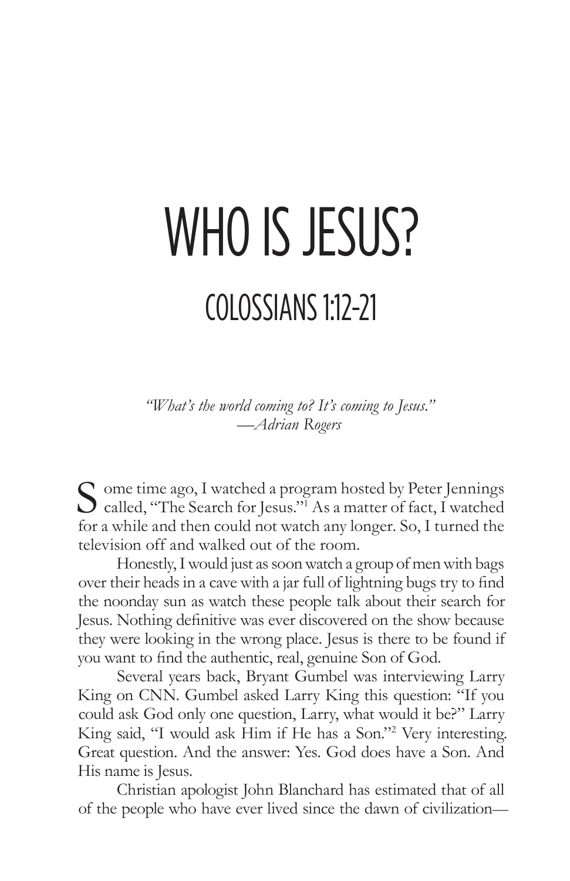# WHO IS JESUS?

## COLOSSIANS 1:12-21

*"What's the world coming to? It's coming to Jesus."*
*—Adrian Rogers*

Some time ago, I watched a program hosted by Peter Jennings called, "The Search for Jesus."[1] As a matter of fact, I watched for a while and then could not watch any longer. So, I turned the television off and walked out of the room.

Honestly, I would just as soon watch a group of men with bags over their heads in a cave with a jar full of lightning bugs try to find the noonday sun as watch these people talk about their search for Jesus. Nothing definitive was ever discovered on the show because they were looking in the wrong place. Jesus is there to be found if you want to find the authentic, real, genuine Son of God.

Several years back, Bryant Gumbel was interviewing Larry King on CNN. Gumbel asked Larry King this question: "If you could ask God only one question, Larry, what would it be?" Larry King said, "I would ask Him if He has a Son."[2] Very interesting. Great question. And the answer: Yes. God does have a Son. And His name is Jesus.

Christian apologist John Blanchard has estimated that of all of the people who have ever lived since the dawn of civilization—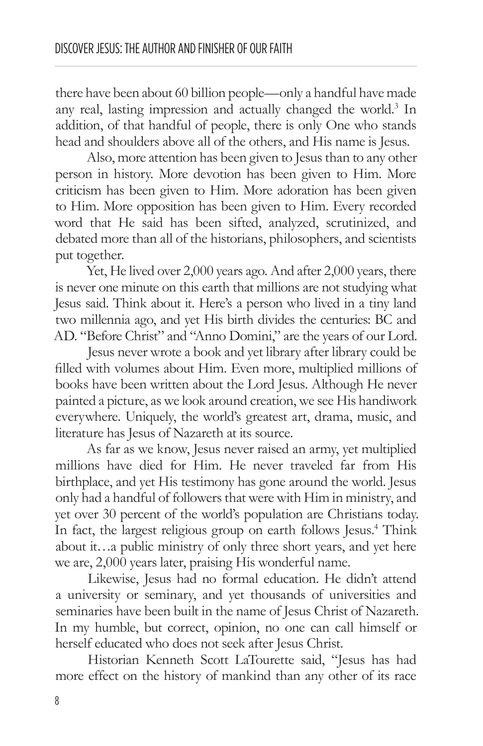there have been about 60 billion people—only a handful have made any real, lasting impression and actually changed the world.[3] In addition, of that handful of people, there is only One who stands head and shoulders above all of the others, and His name is Jesus.

Also, more attention has been given to Jesus than to any other person in history. More devotion has been given to Him. More criticism has been given to Him. More adoration has been given to Him. More opposition has been given to Him. Every recorded word that He said has been sifted, analyzed, scrutinized, and debated more than all of the historians, philosophers, and scientists put together.

Yet, He lived over 2,000 years ago. And after 2,000 years, there is never one minute on this earth that millions are not studying what Jesus said. Think about it. Here's a person who lived in a tiny land two millennia ago, and yet His birth divides the centuries: BC and AD. "Before Christ" and "Anno Domini," are the years of our Lord.

Jesus never wrote a book and yet library after library could be filled with volumes about Him. Even more, multiplied millions of books have been written about the Lord Jesus. Although He never painted a picture, as we look around creation, we see His handiwork everywhere. Uniquely, the world's greatest art, drama, music, and literature has Jesus of Nazareth at its source.

As far as we know, Jesus never raised an army, yet multiplied millions have died for Him. He never traveled far from His birthplace, and yet His testimony has gone around the world. Jesus only had a handful of followers that were with Him in ministry, and yet over 30 percent of the world's population are Christians today. In fact, the largest religious group on earth follows Jesus.[4] Think about it…a public ministry of only three short years, and yet here we are, 2,000 years later, praising His wonderful name.

Likewise, Jesus had no formal education. He didn't attend a university or seminary, and yet thousands of universities and seminaries have been built in the name of Jesus Christ of Nazareth. In my humble, but correct, opinion, no one can call himself or herself educated who does not seek after Jesus Christ.

Historian Kenneth Scott LaTourette said, "Jesus has had more effect on the history of mankind than any other of its race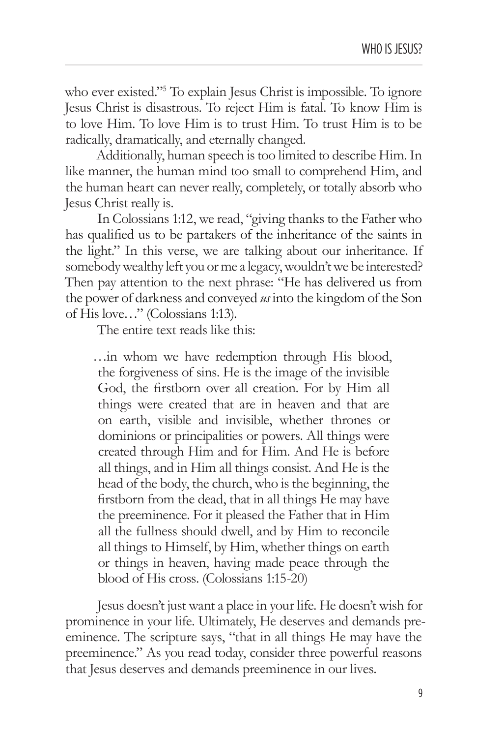who ever existed."[5] To explain Jesus Christ is impossible. To ignore Jesus Christ is disastrous. To reject Him is fatal. To know Him is to love Him. To love Him is to trust Him. To trust Him is to be radically, dramatically, and eternally changed.

Additionally, human speech is too limited to describe Him. In like manner, the human mind too small to comprehend Him, and the human heart can never really, completely, or totally absorb who Jesus Christ really is.

In Colossians 1:12, we read, "giving thanks to the Father who has qualified us to be partakers of the inheritance of the saints in the light." In this verse, we are talking about our inheritance. If somebody wealthy left you or me a legacy, wouldn't we be interested? Then pay attention to the next phrase: "He has delivered us from the power of darkness and conveyed *us* into the kingdom of the Son of His love…" (Colossians 1:13).

The entire text reads like this:

> …in whom we have redemption through His blood, the forgiveness of sins. He is the image of the invisible God, the firstborn over all creation. For by Him all things were created that are in heaven and that are on earth, visible and invisible, whether thrones or dominions or principalities or powers. All things were created through Him and for Him. And He is before all things, and in Him all things consist. And He is the head of the body, the church, who is the beginning, the firstborn from the dead, that in all things He may have the preeminence. For it pleased the Father that in Him all the fullness should dwell, and by Him to reconcile all things to Himself, by Him, whether things on earth or things in heaven, having made peace through the blood of His cross. (Colossians 1:15-20)

Jesus doesn't just want a place in your life. He doesn't wish for prominence in your life. Ultimately, He deserves and demands preeminence. The scripture says, "that in all things He may have the preeminence." As you read today, consider three powerful reasons that Jesus deserves and demands preeminence in our lives.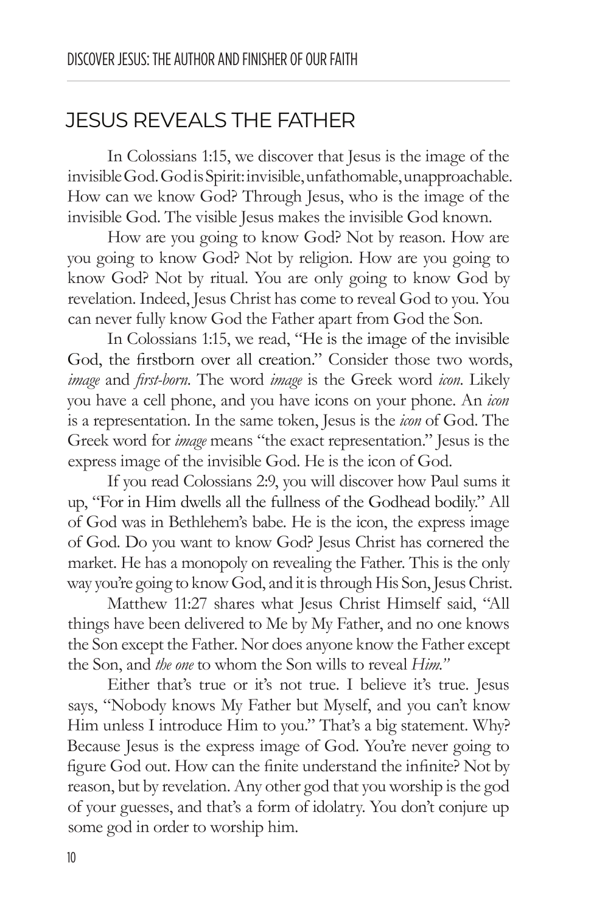## JESUS REVEALS THE FATHER

In Colossians 1:15, we discover that Jesus is the image of the invisible God. God is Spirit: invisible, unfathomable, unapproachable. How can we know God? Through Jesus, who is the image of the invisible God. The visible Jesus makes the invisible God known.

How are you going to know God? Not by reason. How are you going to know God? Not by religion. How are you going to know God? Not by ritual. You are only going to know God by revelation. Indeed, Jesus Christ has come to reveal God to you. You can never fully know God the Father apart from God the Son.

In Colossians 1:15, we read, "He is the image of the invisible God, the firstborn over all creation." Consider those two words, *image* and *first-born*. The word *image* is the Greek word *icon*. Likely you have a cell phone, and you have icons on your phone. An *icon* is a representation. In the same token, Jesus is the *icon* of God. The Greek word for *image* means "the exact representation." Jesus is the express image of the invisible God. He is the icon of God.

If you read Colossians 2:9, you will discover how Paul sums it up, "For in Him dwells all the fullness of the Godhead bodily." All of God was in Bethlehem's babe. He is the icon, the express image of God. Do you want to know God? Jesus Christ has cornered the market. He has a monopoly on revealing the Father. This is the only way you're going to know God, and it is through His Son, Jesus Christ.

Matthew 11:27 shares what Jesus Christ Himself said, "All things have been delivered to Me by My Father, and no one knows the Son except the Father. Nor does anyone know the Father except the Son, and *the one* to whom the Son wills to reveal *Him*."

Either that's true or it's not true. I believe it's true. Jesus says, "Nobody knows My Father but Myself, and you can't know Him unless I introduce Him to you." That's a big statement. Why? Because Jesus is the express image of God. You're never going to figure God out. How can the finite understand the infinite? Not by reason, but by revelation. Any other god that you worship is the god of your guesses, and that's a form of idolatry. You don't conjure up some god in order to worship him.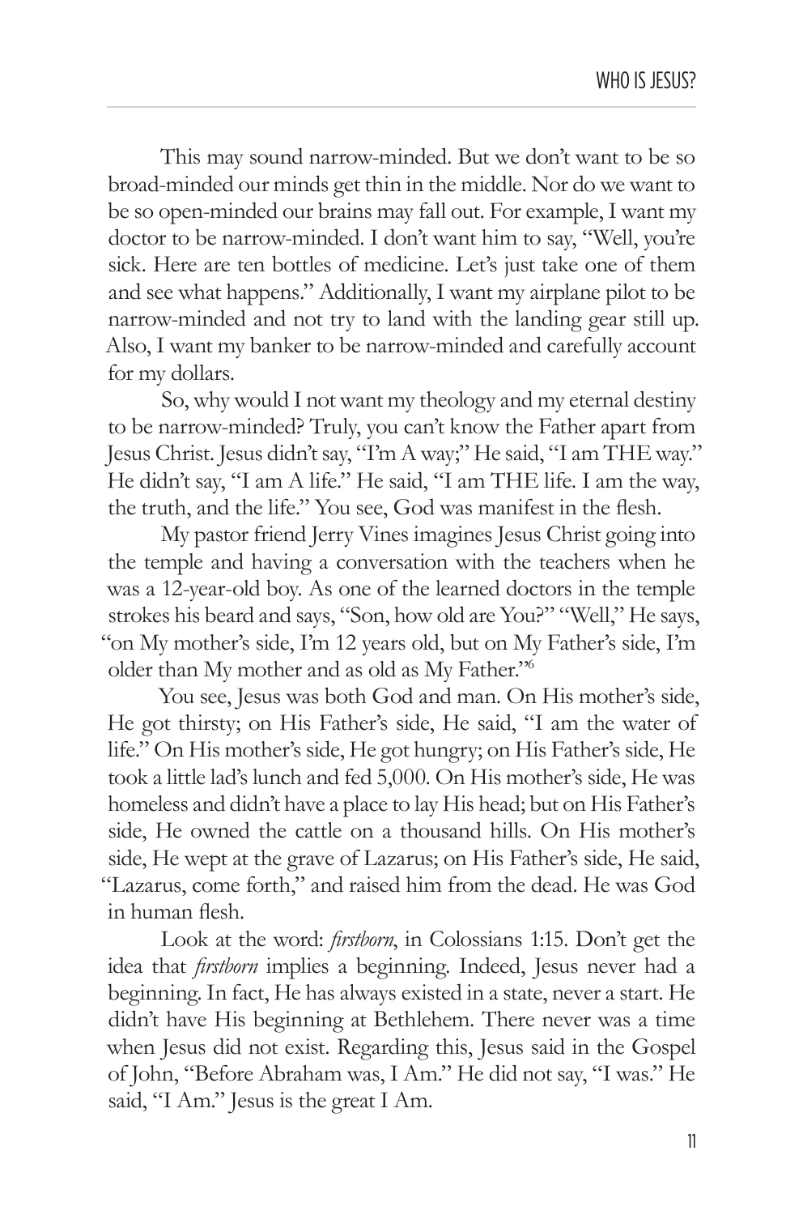This may sound narrow-minded. But we don't want to be so broad-minded our minds get thin in the middle. Nor do we want to be so open-minded our brains may fall out. For example, I want my doctor to be narrow-minded. I don't want him to say, "Well, you're sick. Here are ten bottles of medicine. Let's just take one of them and see what happens." Additionally, I want my airplane pilot to be narrow-minded and not try to land with the landing gear still up. Also, I want my banker to be narrow-minded and carefully account for my dollars.

So, why would I not want my theology and my eternal destiny to be narrow-minded? Truly, you can't know the Father apart from Jesus Christ. Jesus didn't say, "I'm A way;" He said, "I am THE way." He didn't say, "I am A life." He said, "I am THE life. I am the way, the truth, and the life." You see, God was manifest in the flesh.

My pastor friend Jerry Vines imagines Jesus Christ going into the temple and having a conversation with the teachers when he was a 12-year-old boy. As one of the learned doctors in the temple strokes his beard and says, "Son, how old are You?" "Well," He says, "on My mother's side, I'm 12 years old, but on My Father's side, I'm older than My mother and as old as My Father."[6]

You see, Jesus was both God and man. On His mother's side, He got thirsty; on His Father's side, He said, "I am the water of life." On His mother's side, He got hungry; on His Father's side, He took a little lad's lunch and fed 5,000. On His mother's side, He was homeless and didn't have a place to lay His head; but on His Father's side, He owned the cattle on a thousand hills. On His mother's side, He wept at the grave of Lazarus; on His Father's side, He said, "Lazarus, come forth," and raised him from the dead. He was God in human flesh.

Look at the word: *firstborn*, in Colossians 1:15. Don't get the idea that *firstborn* implies a beginning. Indeed, Jesus never had a beginning. In fact, He has always existed in a state, never a start. He didn't have His beginning at Bethlehem. There never was a time when Jesus did not exist. Regarding this, Jesus said in the Gospel of John, "Before Abraham was, I Am." He did not say, "I was." He said, "I Am." Jesus is the great I Am.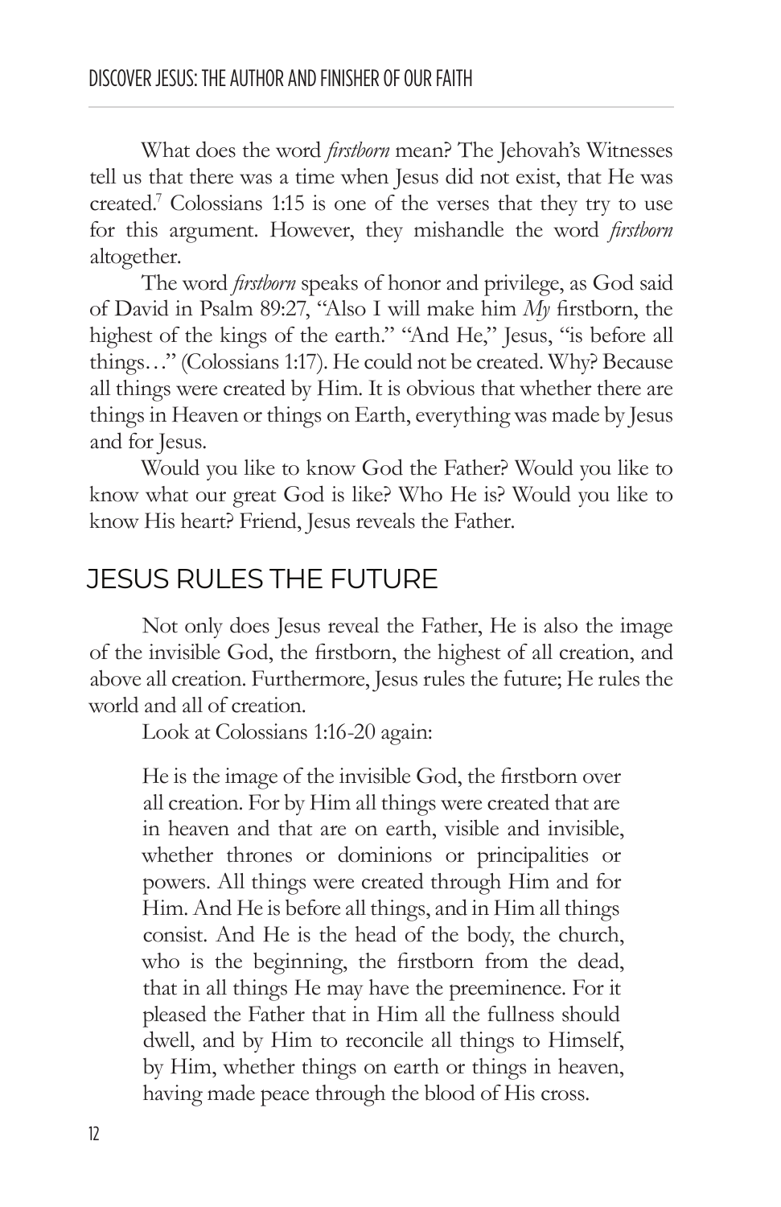What does the word *firstborn* mean? The Jehovah's Witnesses tell us that there was a time when Jesus did not exist, that He was created.[7] Colossians 1:15 is one of the verses that they try to use for this argument. However, they mishandle the word *firstborn* altogether.

The word *firstborn* speaks of honor and privilege, as God said of David in Psalm 89:27, "Also I will make him *My* firstborn, the highest of the kings of the earth." "And He," Jesus, "is before all things…" (Colossians 1:17). He could not be created. Why? Because all things were created by Him. It is obvious that whether there are things in Heaven or things on Earth, everything was made by Jesus and for Jesus.

Would you like to know God the Father? Would you like to know what our great God is like? Who He is? Would you like to know His heart? Friend, Jesus reveals the Father.

## JESUS RULES THE FUTURE

Not only does Jesus reveal the Father, He is also the image of the invisible God, the firstborn, the highest of all creation, and above all creation. Furthermore, Jesus rules the future; He rules the world and all of creation.

Look at Colossians 1:16-20 again:

> He is the image of the invisible God, the firstborn over all creation. For by Him all things were created that are in heaven and that are on earth, visible and invisible, whether thrones or dominions or principalities or powers. All things were created through Him and for Him. And He is before all things, and in Him all things consist. And He is the head of the body, the church, who is the beginning, the firstborn from the dead, that in all things He may have the preeminence. For it pleased the Father that in Him all the fullness should dwell, and by Him to reconcile all things to Himself, by Him, whether things on earth or things in heaven, having made peace through the blood of His cross.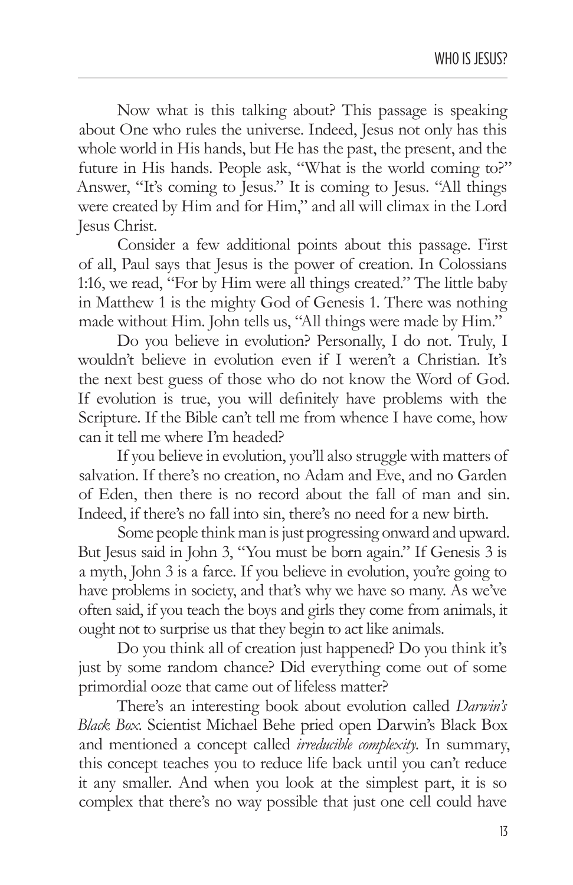Now what is this talking about? This passage is speaking about One who rules the universe. Indeed, Jesus not only has this whole world in His hands, but He has the past, the present, and the future in His hands. People ask, "What is the world coming to?" Answer, "It's coming to Jesus." It is coming to Jesus. "All things were created by Him and for Him," and all will climax in the Lord Jesus Christ.

Consider a few additional points about this passage. First of all, Paul says that Jesus is the power of creation. In Colossians 1:16, we read, "For by Him were all things created." The little baby in Matthew 1 is the mighty God of Genesis 1. There was nothing made without Him. John tells us, "All things were made by Him."

Do you believe in evolution? Personally, I do not. Truly, I wouldn't believe in evolution even if I weren't a Christian. It's the next best guess of those who do not know the Word of God. If evolution is true, you will definitely have problems with the Scripture. If the Bible can't tell me from whence I have come, how can it tell me where I'm headed?

If you believe in evolution, you'll also struggle with matters of salvation. If there's no creation, no Adam and Eve, and no Garden of Eden, then there is no record about the fall of man and sin. Indeed, if there's no fall into sin, there's no need for a new birth.

Some people think man is just progressing onward and upward. But Jesus said in John 3, "You must be born again." If Genesis 3 is a myth, John 3 is a farce. If you believe in evolution, you're going to have problems in society, and that's why we have so many. As we've often said, if you teach the boys and girls they come from animals, it ought not to surprise us that they begin to act like animals.

Do you think all of creation just happened? Do you think it's just by some random chance? Did everything come out of some primordial ooze that came out of lifeless matter?

There's an interesting book about evolution called *Darwin's Black Box*. Scientist Michael Behe pried open Darwin's Black Box and mentioned a concept called *irreducible complexity*. In summary, this concept teaches you to reduce life back until you can't reduce it any smaller. And when you look at the simplest part, it is so complex that there's no way possible that just one cell could have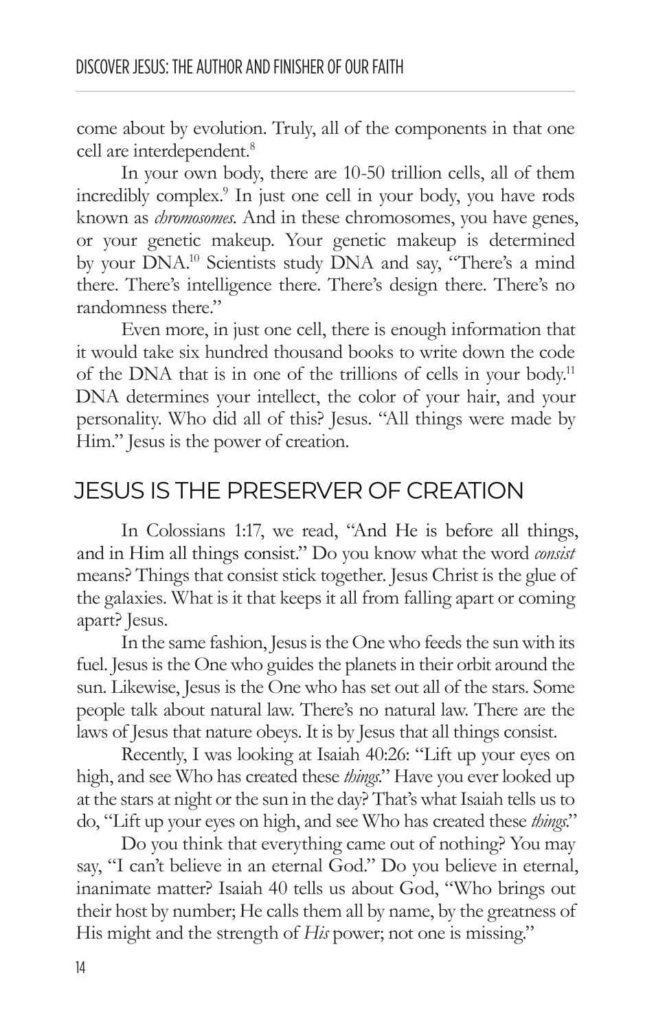come about by evolution. Truly, all of the components in that one cell are interdependent.[8]

In your own body, there are 10-50 trillion cells, all of them incredibly complex.[9] In just one cell in your body, you have rods known as *chromosomes*. And in these chromosomes, you have genes, or your genetic makeup. Your genetic makeup is determined by your DNA.[10] Scientists study DNA and say, "There's a mind there. There's intelligence there. There's design there. There's no randomness there."

Even more, in just one cell, there is enough information that it would take six hundred thousand books to write down the code of the DNA that is in one of the trillions of cells in your body.[11] DNA determines your intellect, the color of your hair, and your personality. Who did all of this? Jesus. "All things were made by Him." Jesus is the power of creation.

## JESUS IS THE PRESERVER OF CREATION

In Colossians 1:17, we read, "And He is before all things, and in Him all things consist." Do you know what the word *consist* means? Things that consist stick together. Jesus Christ is the glue of the galaxies. What is it that keeps it all from falling apart or coming apart? Jesus.

In the same fashion, Jesus is the One who feeds the sun with its fuel. Jesus is the One who guides the planets in their orbit around the sun. Likewise, Jesus is the One who has set out all of the stars. Some people talk about natural law. There's no natural law. There are the laws of Jesus that nature obeys. It is by Jesus that all things consist.

Recently, I was looking at Isaiah 40:26: "Lift up your eyes on high, and see Who has created these *things*." Have you ever looked up at the stars at night or the sun in the day? That's what Isaiah tells us to do, "Lift up your eyes on high, and see Who has created these *things*."

Do you think that everything came out of nothing? You may say, "I can't believe in an eternal God." Do you believe in eternal, inanimate matter? Isaiah 40 tells us about God, "Who brings out their host by number; He calls them all by name, by the greatness of His might and the strength of *His* power; not one is missing."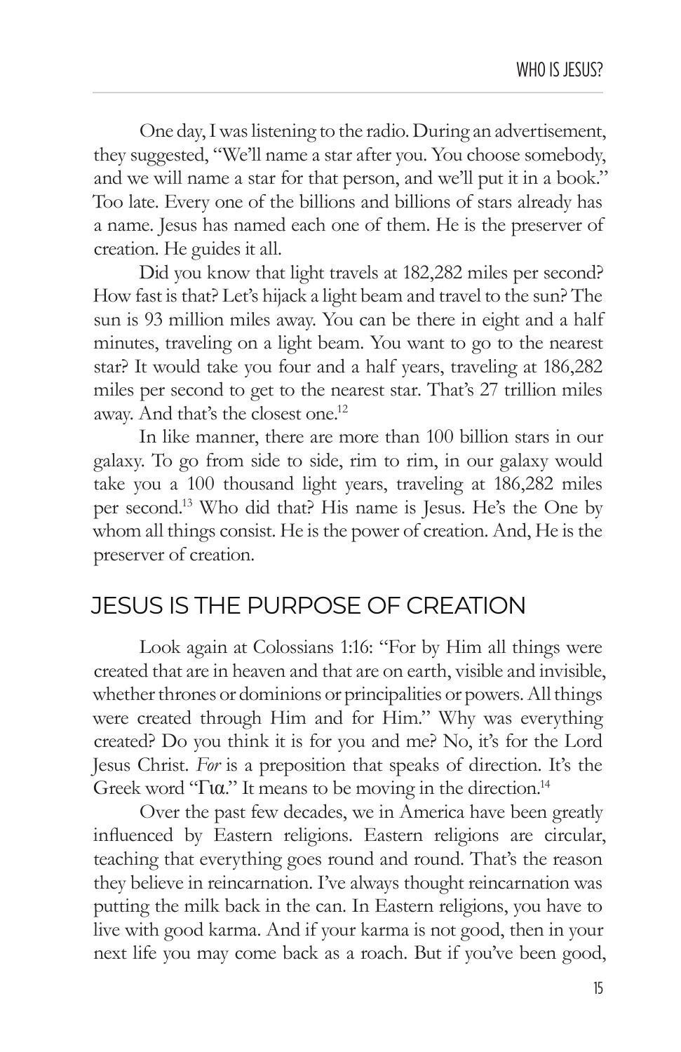One day, I was listening to the radio. During an advertisement, they suggested, "We'll name a star after you. You choose somebody, and we will name a star for that person, and we'll put it in a book." Too late. Every one of the billions and billions of stars already has a name. Jesus has named each one of them. He is the preserver of creation. He guides it all.

Did you know that light travels at 182,282 miles per second? How fast is that? Let's hijack a light beam and travel to the sun? The sun is 93 million miles away. You can be there in eight and a half minutes, traveling on a light beam. You want to go to the nearest star? It would take you four and a half years, traveling at 186,282 miles per second to get to the nearest star. That's 27 trillion miles away. And that's the closest one.[12]

In like manner, there are more than 100 billion stars in our galaxy. To go from side to side, rim to rim, in our galaxy would take you a 100 thousand light years, traveling at 186,282 miles per second.[13] Who did that? His name is Jesus. He's the One by whom all things consist. He is the power of creation. And, He is the preserver of creation.

## JESUS IS THE PURPOSE OF CREATION

Look again at Colossians 1:16: "For by Him all things were created that are in heaven and that are on earth, visible and invisible, whether thrones or dominions or principalities or powers. All things were created through Him and for Him." Why was everything created? Do you think it is for you and me? No, it's for the Lord Jesus Christ. *For* is a preposition that speaks of direction. It's the Greek word "Για." It means to be moving in the direction.[14]

Over the past few decades, we in America have been greatly influenced by Eastern religions. Eastern religions are circular, teaching that everything goes round and round. That's the reason they believe in reincarnation. I've always thought reincarnation was putting the milk back in the can. In Eastern religions, you have to live with good karma. And if your karma is not good, then in your next life you may come back as a roach. But if you've been good,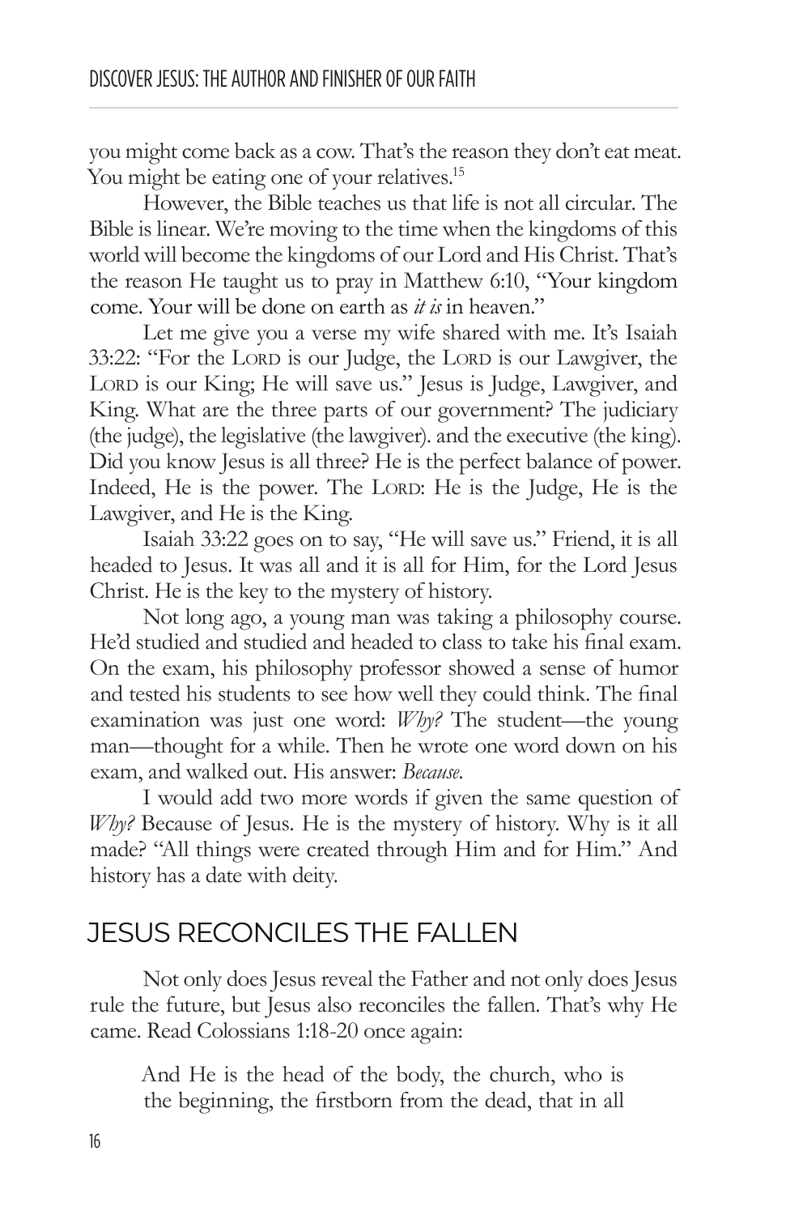you might come back as a cow. That's the reason they don't eat meat. You might be eating one of your relatives.[15]

However, the Bible teaches us that life is not all circular. The Bible is linear. We're moving to the time when the kingdoms of this world will become the kingdoms of our Lord and His Christ. That's the reason He taught us to pray in Matthew 6:10, "Your kingdom come. Your will be done on earth as *it is* in heaven."

Let me give you a verse my wife shared with me. It's Isaiah 33:22: "For the LORD is our Judge, the LORD is our Lawgiver, the LORD is our King; He will save us." Jesus is Judge, Lawgiver, and King. What are the three parts of our government? The judiciary (the judge), the legislative (the lawgiver). and the executive (the king). Did you know Jesus is all three? He is the perfect balance of power. Indeed, He is the power. The LORD: He is the Judge, He is the Lawgiver, and He is the King.

Isaiah 33:22 goes on to say, "He will save us." Friend, it is all headed to Jesus. It was all and it is all for Him, for the Lord Jesus Christ. He is the key to the mystery of history.

Not long ago, a young man was taking a philosophy course. He'd studied and studied and headed to class to take his final exam. On the exam, his philosophy professor showed a sense of humor and tested his students to see how well they could think. The final examination was just one word: *Why?* The student—the young man—thought for a while. Then he wrote one word down on his exam, and walked out. His answer: *Because*.

I would add two more words if given the same question of *Why?* Because of Jesus. He is the mystery of history. Why is it all made? "All things were created through Him and for Him." And history has a date with deity.

## JESUS RECONCILES THE FALLEN

Not only does Jesus reveal the Father and not only does Jesus rule the future, but Jesus also reconciles the fallen. That's why He came. Read Colossians 1:18-20 once again:

> And He is the head of the body, the church, who is the beginning, the firstborn from the dead, that in all